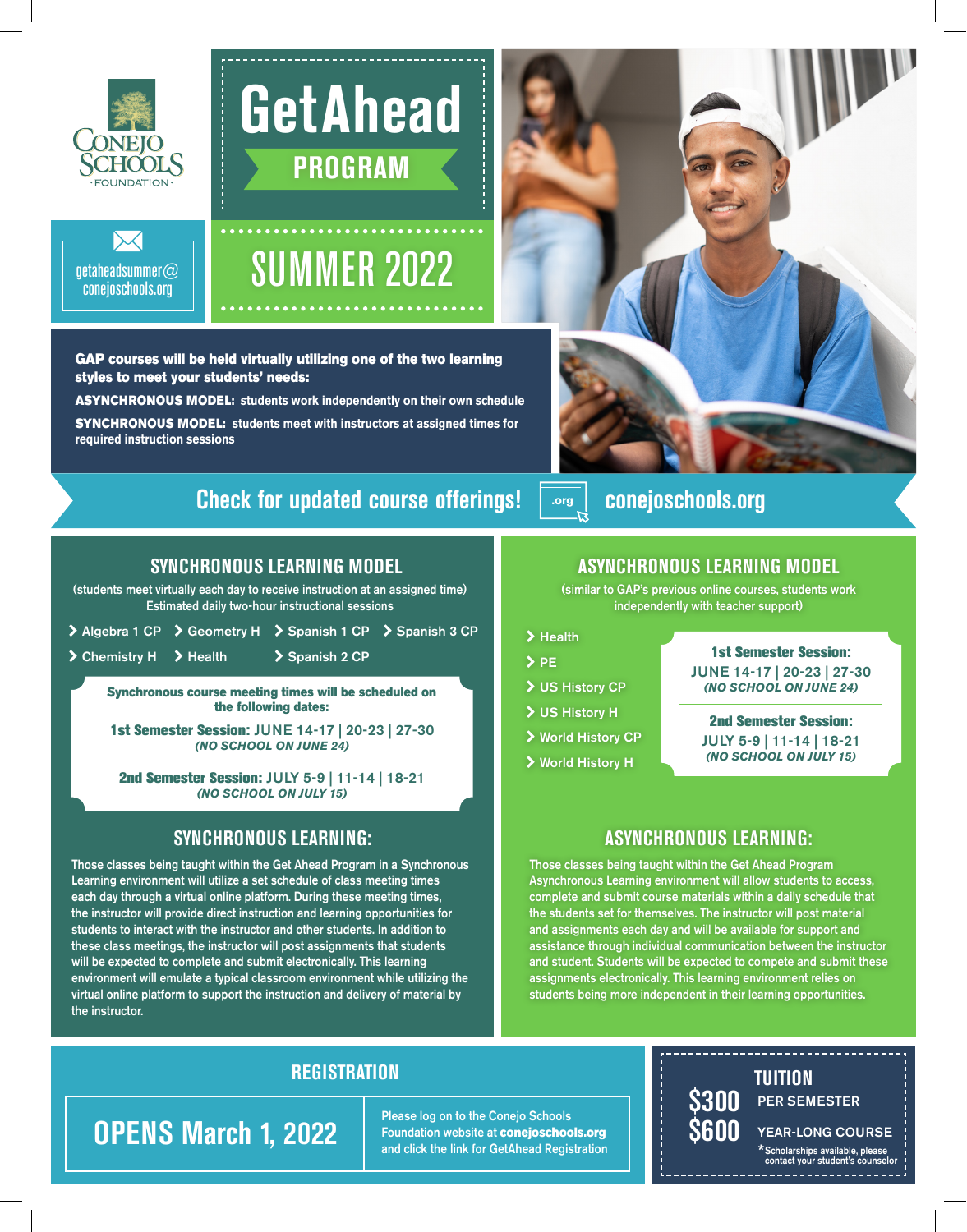Conejo Schools Foundation

getaheadsummer@conejoschools.org

# GetAhead PROGRAM

## SUMMER 2022

**GAP courses will be held virtually utilizing one of the two learning styles to meet your students' needs:**

**ASYNCHRONOUS MODEL:** students work independently on their own schedule

**SYNCHRONOUS MODEL:** students meet with instructors at assigned times for required instruction sessions

**Check for updated course offerings!** .org **conejoschools.org**

## SYNCHRONOUS LEARNING MODEL

(students meet virtually each day to receive instruction at an assigned time)
Estimated daily two-hour instructional sessions

- Algebra 1 CP
- Geometry H
- Spanish 1 CP
- Spanish 3 CP
- Chemistry H
- Health
- Spanish 2 CP

**Synchronous course meeting times will be scheduled on the following dates:**

**1st Semester Session:** JUNE 14-17 | 20-23 | 27-30
*(NO SCHOOL ON JUNE 24)*

**2nd Semester Session:** JULY 5-9 | 11-14 | 18-21
*(NO SCHOOL ON JULY 15)*

## SYNCHRONOUS LEARNING:

Those classes being taught within the Get Ahead Program in a Synchronous Learning environment will utilize a set schedule of class meeting times each day through a virtual online platform. During these meeting times, the instructor will provide direct instruction and learning opportunities for students to interact with the instructor and other students. In addition to these class meetings, the instructor will post assignments that students will be expected to complete and submit electronically. This learning environment will emulate a typical classroom environment while utilizing the virtual online platform to support the instruction and delivery of material by the instructor.

## ASYNCHRONOUS LEARNING MODEL

(similar to GAP's previous online courses, students work independently with teacher support)

- Health
- PE
- US History CP
- US History H
- World History CP
- World History H

**1st Semester Session:**
JUNE 14-17 | 20-23 | 27-30
*(NO SCHOOL ON JUNE 24)*

**2nd Semester Session:**
JULY 5-9 | 11-14 | 18-21
*(NO SCHOOL ON JULY 15)*

## ASYNCHRONOUS LEARNING:

Those classes being taught within the Get Ahead Program Asynchronous Learning environment will allow students to access, complete and submit course materials within a daily schedule that the students set for themselves. The instructor will post material and assignments each day and will be available for support and assistance through individual communication between the instructor and student. Students will be expected to compete and submit these assignments electronically. This learning environment relies on students being more independent in their learning opportunities.

## REGISTRATION

**OPENS March 1, 2022**

Please log on to the Conejo Schools Foundation website at **conejoschools.org** and click the link for GetAhead Registration

## TUITION

**$300** | PER SEMESTER

**$600** | YEAR-LONG COURSE

*Scholarships available, please contact your student's counselor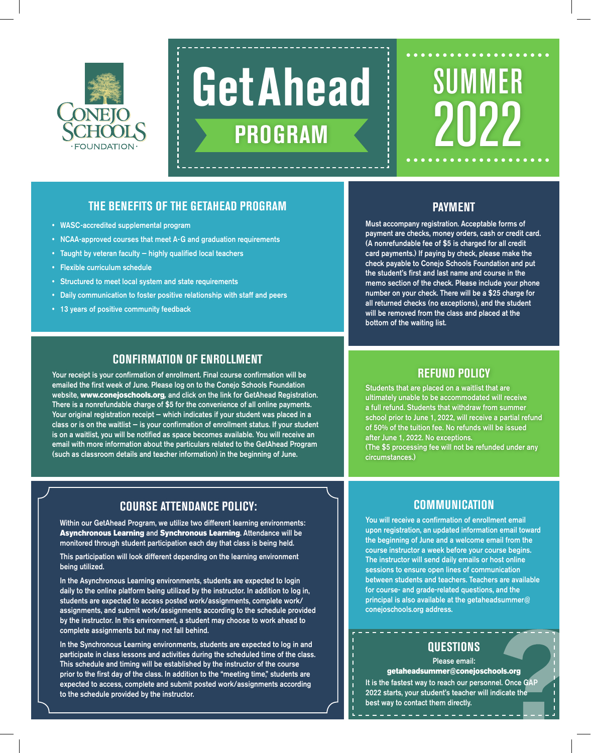Conejo Schools Foundation

# GetAhead PROGRAM

# SUMMER 2022

## THE BENEFITS OF THE GETAHEAD PROGRAM

- WASC-accredited supplemental program
- NCAA-approved courses that meet A-G and graduation requirements
- Taught by veteran faculty – highly qualified local teachers
- Flexible curriculum schedule
- Structured to meet local system and state requirements
- Daily communication to foster positive relationship with staff and peers
- 13 years of positive community feedback

## CONFIRMATION OF ENROLLMENT

Your receipt is your confirmation of enrollment. Final course confirmation will be emailed the first week of June. Please log on to the Conejo Schools Foundation website, **www.conejoschools.org**, and click on the link for GetAhead Registration. There is a nonrefundable charge of $5 for the convenience of all online payments. Your original registration receipt – which indicates if your student was placed in a class or is on the waitlist – is your confirmation of enrollment status. If your student is on a waitlist, you will be notified as space becomes available. You will receive an email with more information about the particulars related to the GetAhead Program (such as classroom details and teacher information) in the beginning of June.

## COURSE ATTENDANCE POLICY:

Within our GetAhead Program, we utilize two different learning environments: **Asynchronous Learning** and **Synchronous Learning**. Attendance will be monitored through student participation each day that class is being held.

This participation will look different depending on the learning environment being utilized.

In the Asynchronous Learning environments, students are expected to login daily to the online platform being utilized by the instructor. In addition to log in, students are expected to access posted work/assignments, complete work/assignments, and submit work/assignments according to the schedule provided by the instructor. In this environment, a student may choose to work ahead to complete assignments but may not fall behind.

In the Synchronous Learning environments, students are expected to log in and participate in class lessons and activities during the scheduled time of the class. This schedule and timing will be established by the instructor of the course prior to the first day of the class. In addition to the "meeting time," students are expected to access, complete and submit posted work/assignments according to the schedule provided by the instructor.

## PAYMENT

Must accompany registration. Acceptable forms of payment are checks, money orders, cash or credit card. (A nonrefundable fee of $5 is charged for all credit card payments.) If paying by check, please make the check payable to Conejo Schools Foundation and put the student's first and last name and course in the memo section of the check. Please include your phone number on your check. There will be a $25 charge for all returned checks (no exceptions), and the student will be removed from the class and placed at the bottom of the waiting list.

## REFUND POLICY

Students that are placed on a waitlist that are ultimately unable to be accommodated will receive a full refund. Students that withdraw from summer school prior to June 1, 2022, will receive a partial refund of 50% of the tuition fee. No refunds will be issued after June 1, 2022. No exceptions.
(The $5 processing fee will not be refunded under any circumstances.)

## COMMUNICATION

You will receive a confirmation of enrollment email upon registration, an updated information email toward the beginning of June and a welcome email from the course instructor a week before your course begins. The instructor will send daily emails or host online sessions to ensure open lines of communication between students and teachers. Teachers are available for course- and grade-related questions, and the principal is also available at the getaheadsummer@conejoschools.org address.

## QUESTIONS

Please email:
**getaheadsummer@conejoschools.org**

It is the fastest way to reach our personnel. Once GAP 2022 starts, your student's teacher will indicate the best way to contact them directly.